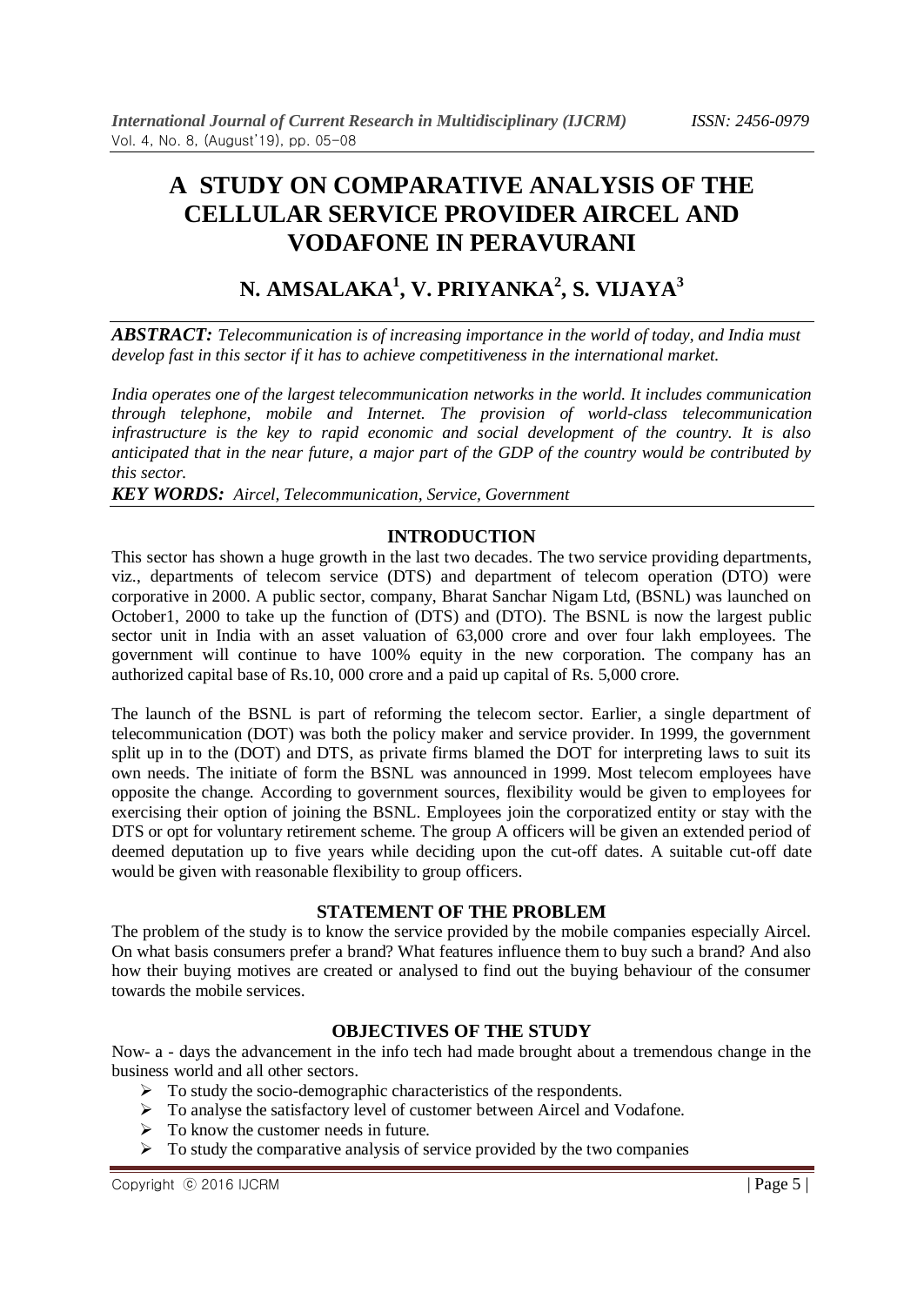# A STUDY ON COMPARATIVE ANALYSIS OF THE CELLULAR SERVICE PROVIDER AIRCEL AND VODAFONE IN PERAVURANI

## N. AMSALAKA[1], V. PRIYANKA[2], S. VIJAYA[3]

***ABSTRACT:*** *Telecommunication is of increasing importance in the world of today, and India must develop fast in this sector if it has to achieve competitiveness in the international market.*

*India operates one of the largest telecommunication networks in the world. It includes communication through telephone, mobile and Internet. The provision of world-class telecommunication infrastructure is the key to rapid economic and social development of the country. It is also anticipated that in the near future, a major part of the GDP of the country would be contributed by this sector.*

***KEY WORDS:*** *Aircel, Telecommunication, Service, Government*

### INTRODUCTION

This sector has shown a huge growth in the last two decades. The two service providing departments, viz., departments of telecom service (DTS) and department of telecom operation (DTO) were corporative in 2000. A public sector, company, Bharat Sanchar Nigam Ltd, (BSNL) was launched on October1, 2000 to take up the function of (DTS) and (DTO). The BSNL is now the largest public sector unit in India with an asset valuation of 63,000 crore and over four lakh employees. The government will continue to have 100% equity in the new corporation. The company has an authorized capital base of Rs.10, 000 crore and a paid up capital of Rs. 5,000 crore.

The launch of the BSNL is part of reforming the telecom sector. Earlier, a single department of telecommunication (DOT) was both the policy maker and service provider. In 1999, the government split up in to the (DOT) and DTS, as private firms blamed the DOT for interpreting laws to suit its own needs. The initiate of form the BSNL was announced in 1999. Most telecom employees have opposite the change. According to government sources, flexibility would be given to employees for exercising their option of joining the BSNL. Employees join the corporatized entity or stay with the DTS or opt for voluntary retirement scheme. The group A officers will be given an extended period of deemed deputation up to five years while deciding upon the cut-off dates. A suitable cut-off date would be given with reasonable flexibility to group officers.

### STATEMENT OF THE PROBLEM

The problem of the study is to know the service provided by the mobile companies especially Aircel. On what basis consumers prefer a brand? What features influence them to buy such a brand? And also how their buying motives are created or analysed to find out the buying behaviour of the consumer towards the mobile services.

### OBJECTIVES OF THE STUDY

Now- a - days the advancement in the info tech had made brought about a tremendous change in the business world and all other sectors.

- To study the socio-demographic characteristics of the respondents.
- To analyse the satisfactory level of customer between Aircel and Vodafone.
- To know the customer needs in future.
- To study the comparative analysis of service provided by the two companies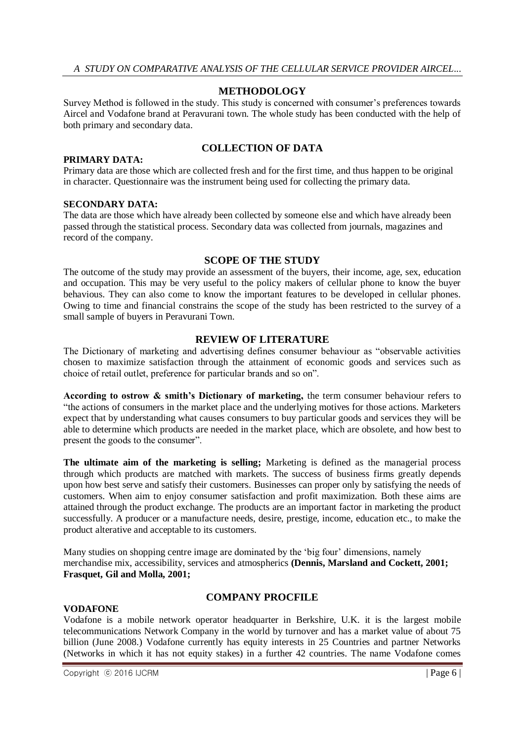## METHODOLOGY

Survey Method is followed in the study. This study is concerned with consumer's preferences towards Aircel and Vodafone brand at Peravurani town. The whole study has been conducted with the help of both primary and secondary data.

## COLLECTION OF DATA

**PRIMARY DATA:**

Primary data are those which are collected fresh and for the first time, and thus happen to be original in character. Questionnaire was the instrument being used for collecting the primary data.

**SECONDARY DATA:**

The data are those which have already been collected by someone else and which have already been passed through the statistical process. Secondary data was collected from journals, magazines and record of the company.

## SCOPE OF THE STUDY

The outcome of the study may provide an assessment of the buyers, their income, age, sex, education and occupation. This may be very useful to the policy makers of cellular phone to know the buyer behavious. They can also come to know the important features to be developed in cellular phones. Owing to time and financial constrains the scope of the study has been restricted to the survey of a small sample of buyers in Peravurani Town.

## REVIEW OF LITERATURE

The Dictionary of marketing and advertising defines consumer behaviour as "observable activities chosen to maximize satisfaction through the attainment of economic goods and services such as choice of retail outlet, preference for particular brands and so on".

**According to ostrow & smith's Dictionary of marketing,** the term consumer behaviour refers to "the actions of consumers in the market place and the underlying motives for those actions. Marketers expect that by understanding what causes consumers to buy particular goods and services they will be able to determine which products are needed in the market place, which are obsolete, and how best to present the goods to the consumer".

**The ultimate aim of the marketing is selling;** Marketing is defined as the managerial process through which products are matched with markets. The success of business firms greatly depends upon how best serve and satisfy their customers. Businesses can proper only by satisfying the needs of customers. When aim to enjoy consumer satisfaction and profit maximization. Both these aims are attained through the product exchange. The products are an important factor in marketing the product successfully. A producer or a manufacture needs, desire, prestige, income, education etc., to make the product alterative and acceptable to its customers.

Many studies on shopping centre image are dominated by the 'big four' dimensions, namely merchandise mix, accessibility, services and atmospherics **(Dennis, Marsland and Cockett, 2001; Frasquet, Gil and Molla, 2001;**

## COMPANY PROCFILE

**VODAFONE**

Vodafone is a mobile network operator headquarter in Berkshire, U.K. it is the largest mobile telecommunications Network Company in the world by turnover and has a market value of about 75 billion (June 2008.) Vodafone currently has equity interests in 25 Countries and partner Networks (Networks in which it has not equity stakes) in a further 42 countries. The name Vodafone comes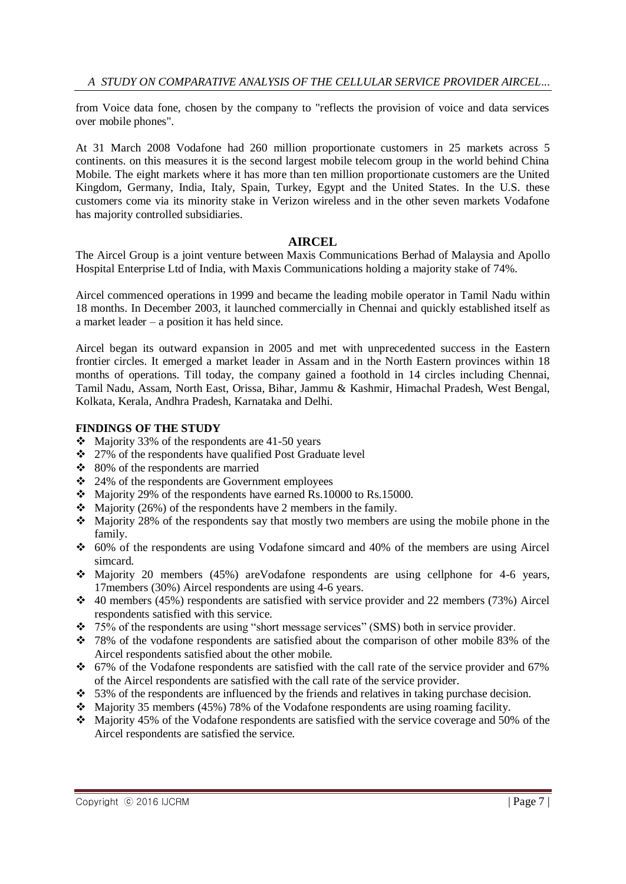from Voice data fone, chosen by the company to "reflects the provision of voice and data services over mobile phones".

At 31 March 2008 Vodafone had 260 million proportionate customers in 25 markets across 5 continents. on this measures it is the second largest mobile telecom group in the world behind China Mobile. The eight markets where it has more than ten million proportionate customers are the United Kingdom, Germany, India, Italy, Spain, Turkey, Egypt and the United States. In the U.S. these customers come via its minority stake in Verizon wireless and in the other seven markets Vodafone has majority controlled subsidiaries.

## AIRCEL

The Aircel Group is a joint venture between Maxis Communications Berhad of Malaysia and Apollo Hospital Enterprise Ltd of India, with Maxis Communications holding a majority stake of 74%.

Aircel commenced operations in 1999 and became the leading mobile operator in Tamil Nadu within 18 months. In December 2003, it launched commercially in Chennai and quickly established itself as a market leader – a position it has held since.

Aircel began its outward expansion in 2005 and met with unprecedented success in the Eastern frontier circles. It emerged a market leader in Assam and in the North Eastern provinces within 18 months of operations. Till today, the company gained a foothold in 14 circles including Chennai, Tamil Nadu, Assam, North East, Orissa, Bihar, Jammu & Kashmir, Himachal Pradesh, West Bengal, Kolkata, Kerala, Andhra Pradesh, Karnataka and Delhi.

**FINDINGS OF THE STUDY**

- Majority 33% of the respondents are 41-50 years
- 27% of the respondents have qualified Post Graduate level
- 80% of the respondents are married
- 24% of the respondents are Government employees
- Majority 29% of the respondents have earned Rs.10000 to Rs.15000.
- Majority (26%) of the respondents have 2 members in the family.
- Majority 28% of the respondents say that mostly two members are using the mobile phone in the family.
- 60% of the respondents are using Vodafone simcard and 40% of the members are using Aircel simcard.
- Majority 20 members (45%) areVodafone respondents are using cellphone for 4-6 years, 17members (30%) Aircel respondents are using 4-6 years.
- 40 members (45%) respondents are satisfied with service provider and 22 members (73%) Aircel respondents satisfied with this service.
- 75% of the respondents are using "short message services" (SMS) both in service provider.
- 78% of the vodafone respondents are satisfied about the comparison of other mobile 83% of the Aircel respondents satisfied about the other mobile.
- 67% of the Vodafone respondents are satisfied with the call rate of the service provider and 67% of the Aircel respondents are satisfied with the call rate of the service provider.
- 53% of the respondents are influenced by the friends and relatives in taking purchase decision.
- Majority 35 members (45%) 78% of the Vodafone respondents are using roaming facility.
- Majority 45% of the Vodafone respondents are satisfied with the service coverage and 50% of the Aircel respondents are satisfied the service.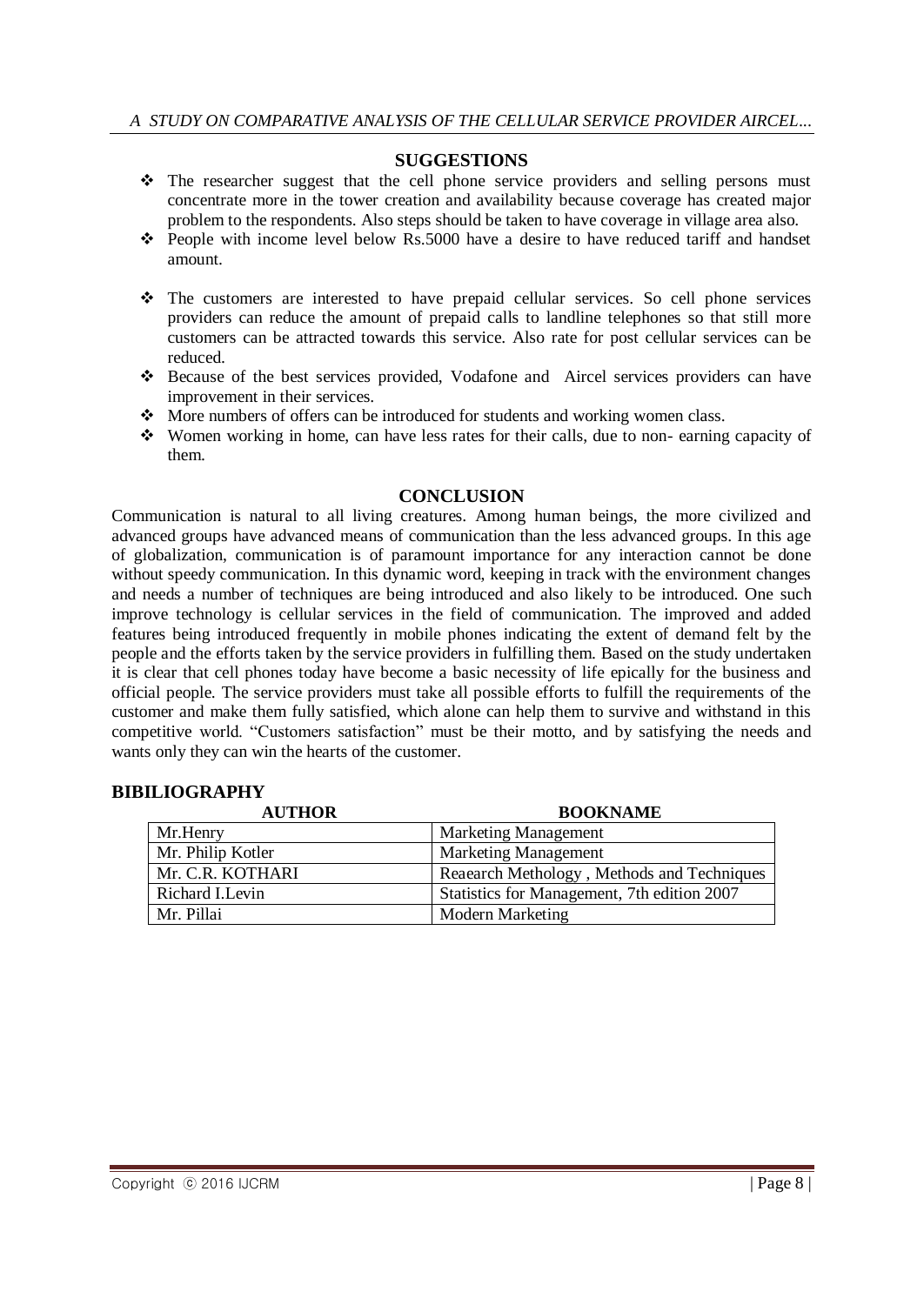## SUGGESTIONS

- The researcher suggest that the cell phone service providers and selling persons must concentrate more in the tower creation and availability because coverage has created major problem to the respondents. Also steps should be taken to have coverage in village area also.
- People with income level below Rs.5000 have a desire to have reduced tariff and handset amount.
- The customers are interested to have prepaid cellular services. So cell phone services providers can reduce the amount of prepaid calls to landline telephones so that still more customers can be attracted towards this service. Also rate for post cellular services can be reduced.
- Because of the best services provided, Vodafone and Aircel services providers can have improvement in their services.
- More numbers of offers can be introduced for students and working women class.
- Women working in home, can have less rates for their calls, due to non- earning capacity of them.

## CONCLUSION

Communication is natural to all living creatures. Among human beings, the more civilized and advanced groups have advanced means of communication than the less advanced groups. In this age of globalization, communication is of paramount importance for any interaction cannot be done without speedy communication. In this dynamic word, keeping in track with the environment changes and needs a number of techniques are being introduced and also likely to be introduced. One such improve technology is cellular services in the field of communication. The improved and added features being introduced frequently in mobile phones indicating the extent of demand felt by the people and the efforts taken by the service providers in fulfilling them. Based on the study undertaken it is clear that cell phones today have become a basic necessity of life epically for the business and official people. The service providers must take all possible efforts to fulfill the requirements of the customer and make them fully satisfied, which alone can help them to survive and withstand in this competitive world. "Customers satisfaction" must be their motto, and by satisfying the needs and wants only they can win the hearts of the customer.

## BIBILIOGRAPHY

| AUTHOR | BOOKNAME |
|---|---|
| Mr.Henry | Marketing Management |
| Mr. Philip Kotler | Marketing Management |
| Mr. C.R. KOTHARI | Reaearch Methology , Methods and Techniques |
| Richard I.Levin | Statistics for Management, 7th edition 2007 |
| Mr. Pillai | Modern Marketing |